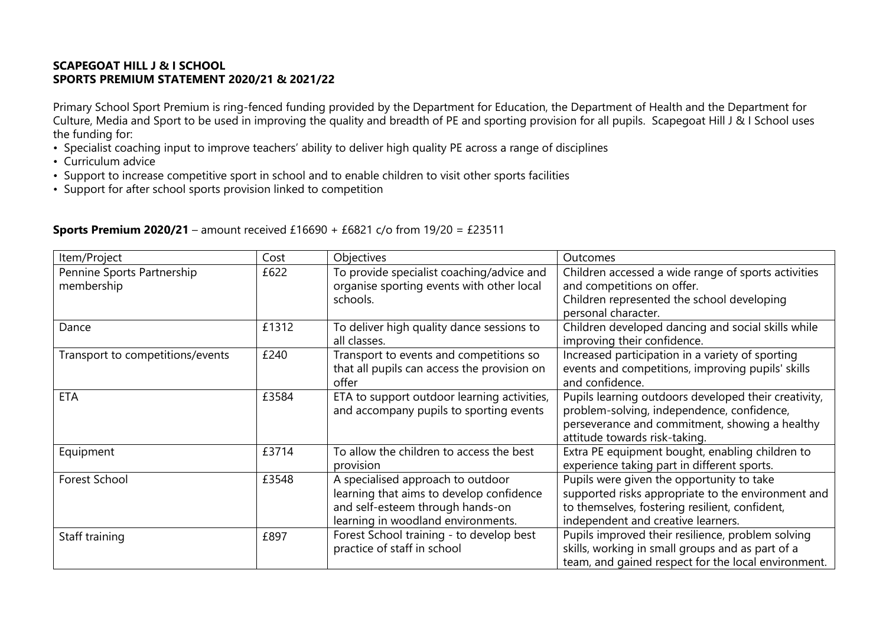**SCAPEGOAT HILL J & I SCHOOL**
**SPORTS PREMIUM STATEMENT 2020/21 & 2021/22**

Primary School Sport Premium is ring-fenced funding provided by the Department for Education, the Department of Health and the Department for Culture, Media and Sport to be used in improving the quality and breadth of PE and sporting provision for all pupils. Scapegoat Hill J & I School uses the funding for:

- Specialist coaching input to improve teachers' ability to deliver high quality PE across a range of disciplines
- Curriculum advice
- Support to increase competitive sport in school and to enable children to visit other sports facilities
- Support for after school sports provision linked to competition

**Sports Premium 2020/21** – amount received £16690 + £6821 c/o from 19/20 = £23511

| Item/Project | Cost | Objectives | Outcomes |
|---|---|---|---|
| Pennine Sports Partnership membership | £622 | To provide specialist coaching/advice and organise sporting events with other local schools. | Children accessed a wide range of sports activities and competitions on offer. Children represented the school developing personal character. |
| Dance | £1312 | To deliver high quality dance sessions to all classes. | Children developed dancing and social skills while improving their confidence. |
| Transport to competitions/events | £240 | Transport to events and competitions so that all pupils can access the provision on offer | Increased participation in a variety of sporting events and competitions, improving pupils' skills and confidence. |
| ETA | £3584 | ETA to support outdoor learning activities, and accompany pupils to sporting events | Pupils learning outdoors developed their creativity, problem-solving, independence, confidence, perseverance and commitment, showing a healthy attitude towards risk-taking. |
| Equipment | £3714 | To allow the children to access the best provision | Extra PE equipment bought, enabling children to experience taking part in different sports. |
| Forest School | £3548 | A specialised approach to outdoor learning that aims to develop confidence and self-esteem through hands-on learning in woodland environments. | Pupils were given the opportunity to take supported risks appropriate to the environment and to themselves, fostering resilient, confident, independent and creative learners. |
| Staff training | £897 | Forest School training - to develop best practice of staff in school | Pupils improved their resilience, problem solving skills, working in small groups and as part of a team, and gained respect for the local environment. |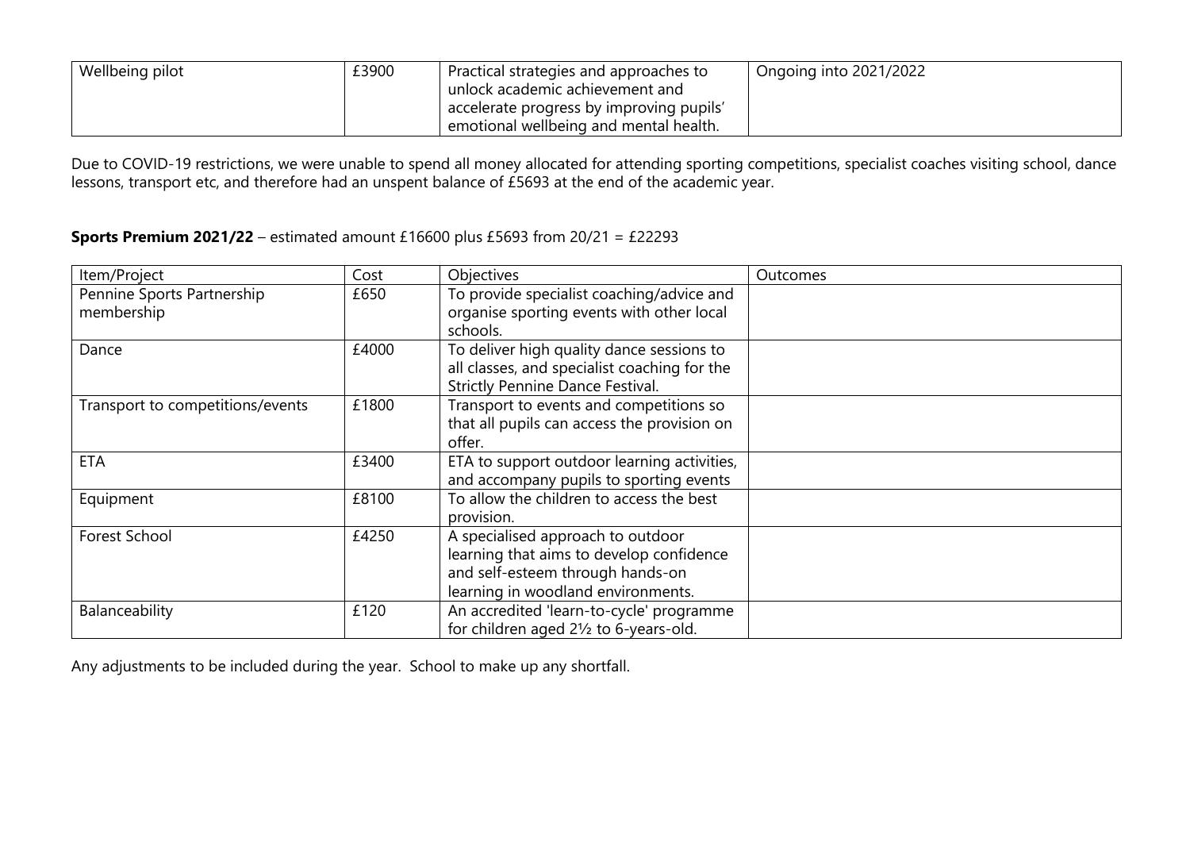| | | | |
|---|---|---|---|
| Wellbeing pilot | £3900 | Practical strategies and approaches to unlock academic achievement and accelerate progress by improving pupils' emotional wellbeing and mental health. | Ongoing into 2021/2022 |

Due to COVID-19 restrictions, we were unable to spend all money allocated for attending sporting competitions, specialist coaches visiting school, dance lessons, transport etc, and therefore had an unspent balance of £5693 at the end of the academic year.

**Sports Premium 2021/22** – estimated amount £16600 plus £5693 from 20/21 = £22293

| Item/Project | Cost | Objectives | Outcomes |
|---|---|---|---|
| Pennine Sports Partnership membership | £650 | To provide specialist coaching/advice and organise sporting events with other local schools. | |
| Dance | £4000 | To deliver high quality dance sessions to all classes, and specialist coaching for the Strictly Pennine Dance Festival. | |
| Transport to competitions/events | £1800 | Transport to events and competitions so that all pupils can access the provision on offer. | |
| ETA | £3400 | ETA to support outdoor learning activities, and accompany pupils to sporting events | |
| Equipment | £8100 | To allow the children to access the best provision. | |
| Forest School | £4250 | A specialised approach to outdoor learning that aims to develop confidence and self-esteem through hands-on learning in woodland environments. | |
| Balanceability | £120 | An accredited 'learn-to-cycle' programme for children aged 2½ to 6-years-old. | |

Any adjustments to be included during the year. School to make up any shortfall.